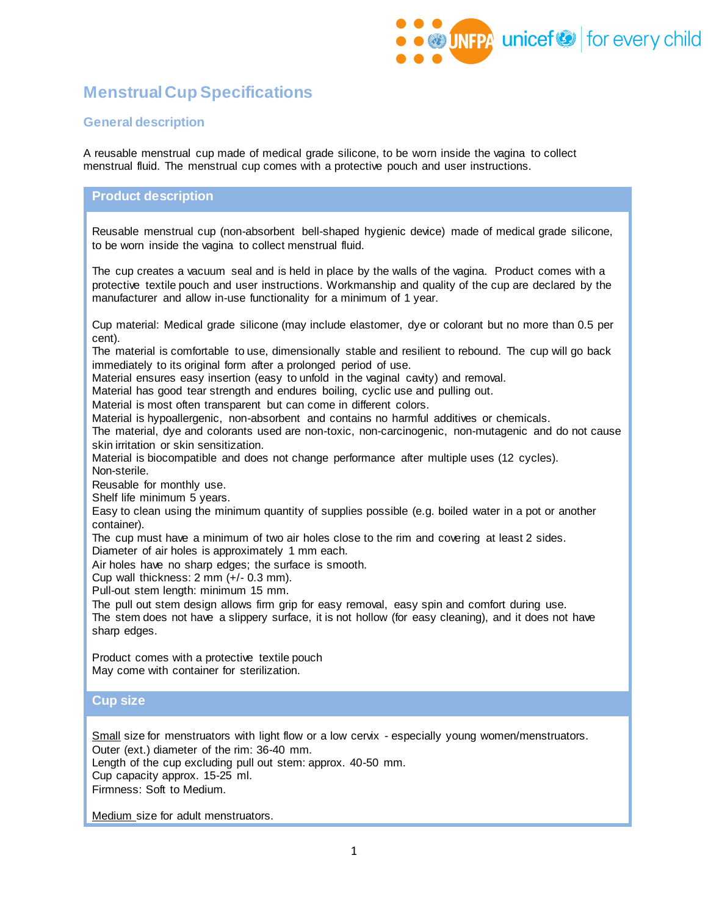# Menstrual Cup Specifications

## General description

A reusable menstrual cup made of medical grade silicone, to be worn inside the vagina to collect menstrual fluid. The menstrual cup comes with a protective pouch and user instructions.

### Product description

Reusable menstrual cup (non-absorbent bell-shaped hygienic device) made of medical grade silicone, to be worn inside the vagina to collect menstrual fluid.

The cup creates a vacuum seal and is held in place by the walls of the vagina. Product comes with a protective textile pouch and user instructions. Workmanship and quality of the cup are declared by the manufacturer and allow in-use functionality for a minimum of 1 year.

Cup material: Medical grade silicone (may include elastomer, dye or colorant but no more than 0.5 per cent).
The material is comfortable to use, dimensionally stable and resilient to rebound. The cup will go back immediately to its original form after a prolonged period of use.
Material ensures easy insertion (easy to unfold in the vaginal cavity) and removal.
Material has good tear strength and endures boiling, cyclic use and pulling out.
Material is most often transparent but can come in different colors.
Material is hypoallergenic, non-absorbent and contains no harmful additives or chemicals.
The material, dye and colorants used are non-toxic, non-carcinogenic, non-mutagenic and do not cause skin irritation or skin sensitization.
Material is biocompatible and does not change performance after multiple uses (12 cycles).
Non-sterile.
Reusable for monthly use.
Shelf life minimum 5 years.
Easy to clean using the minimum quantity of supplies possible (e.g. boiled water in a pot or another container).
The cup must have a minimum of two air holes close to the rim and covering at least 2 sides.
Diameter of air holes is approximately 1 mm each.
Air holes have no sharp edges; the surface is smooth.
Cup wall thickness: 2 mm (+/- 0.3 mm).
Pull-out stem length: minimum 15 mm.
The pull out stem design allows firm grip for easy removal, easy spin and comfort during use.
The stem does not have a slippery surface, it is not hollow (for easy cleaning), and it does not have sharp edges.

Product comes with a protective textile pouch
May come with container for sterilization.

### Cup size

Small size for menstruators with light flow or a low cervix - especially young women/menstruators.
Outer (ext.) diameter of the rim: 36-40 mm.
Length of the cup excluding pull out stem: approx. 40-50 mm.
Cup capacity approx. 15-25 ml.
Firmness: Soft to Medium.

Medium size for adult menstruators.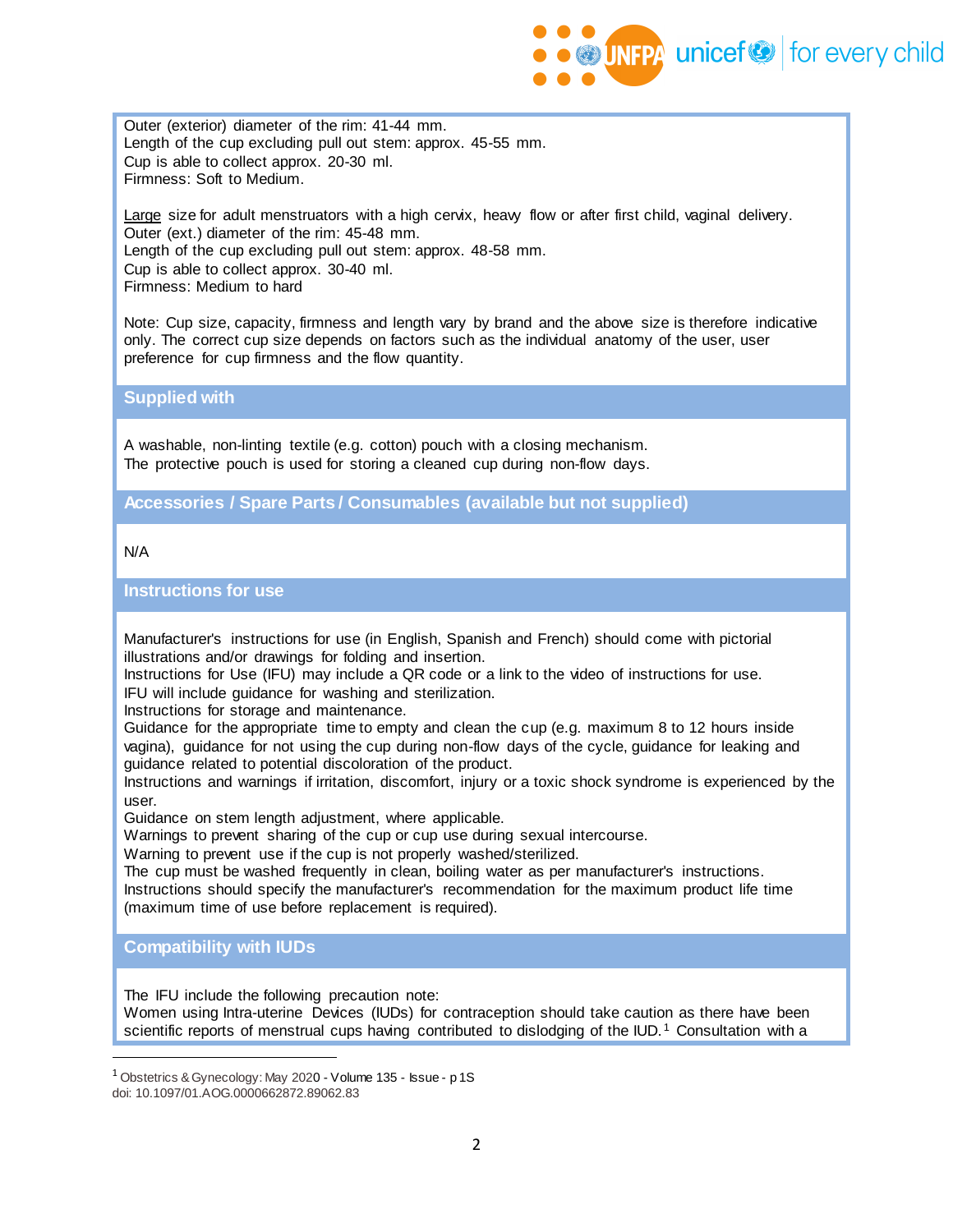Outer (exterior) diameter of the rim: 41-44 mm.
Length of the cup excluding pull out stem: approx. 45-55 mm.
Cup is able to collect approx. 20-30 ml.
Firmness: Soft to Medium.

Large size for adult menstruators with a high cervix, heavy flow or after first child, vaginal delivery.
Outer (ext.) diameter of the rim: 45-48 mm.
Length of the cup excluding pull out stem: approx. 48-58 mm.
Cup is able to collect approx. 30-40 ml.
Firmness: Medium to hard

Note: Cup size, capacity, firmness and length vary by brand and the above size is therefore indicative only. The correct cup size depends on factors such as the individual anatomy of the user, user preference for cup firmness and the flow quantity.

## Supplied with

A washable, non-linting textile (e.g. cotton) pouch with a closing mechanism.
The protective pouch is used for storing a cleaned cup during non-flow days.

## Accessories / Spare Parts / Consumables (available but not supplied)

N/A

## Instructions for use

Manufacturer's instructions for use (in English, Spanish and French) should come with pictorial illustrations and/or drawings for folding and insertion.
Instructions for Use (IFU) may include a QR code or a link to the video of instructions for use.
IFU will include guidance for washing and sterilization.
Instructions for storage and maintenance.
Guidance for the appropriate time to empty and clean the cup (e.g. maximum 8 to 12 hours inside vagina), guidance for not using the cup during non-flow days of the cycle, guidance for leaking and guidance related to potential discoloration of the product.
Instructions and warnings if irritation, discomfort, injury or a toxic shock syndrome is experienced by the user.
Guidance on stem length adjustment, where applicable.
Warnings to prevent sharing of the cup or cup use during sexual intercourse.
Warning to prevent use if the cup is not properly washed/sterilized.
The cup must be washed frequently in clean, boiling water as per manufacturer's instructions.
Instructions should specify the manufacturer's recommendation for the maximum product life time (maximum time of use before replacement is required).

## Compatibility with IUDs

The IFU include the following precaution note:
Women using Intra-uterine Devices (IUDs) for contraception should take caution as there have been scientific reports of menstrual cups having contributed to dislodging of the IUD.[1] Consultation with a

[1] Obstetrics & Gynecology: May 2020 - Volume 135 - Issue - p 1S
doi: 10.1097/01.AOG.0000662872.89062.83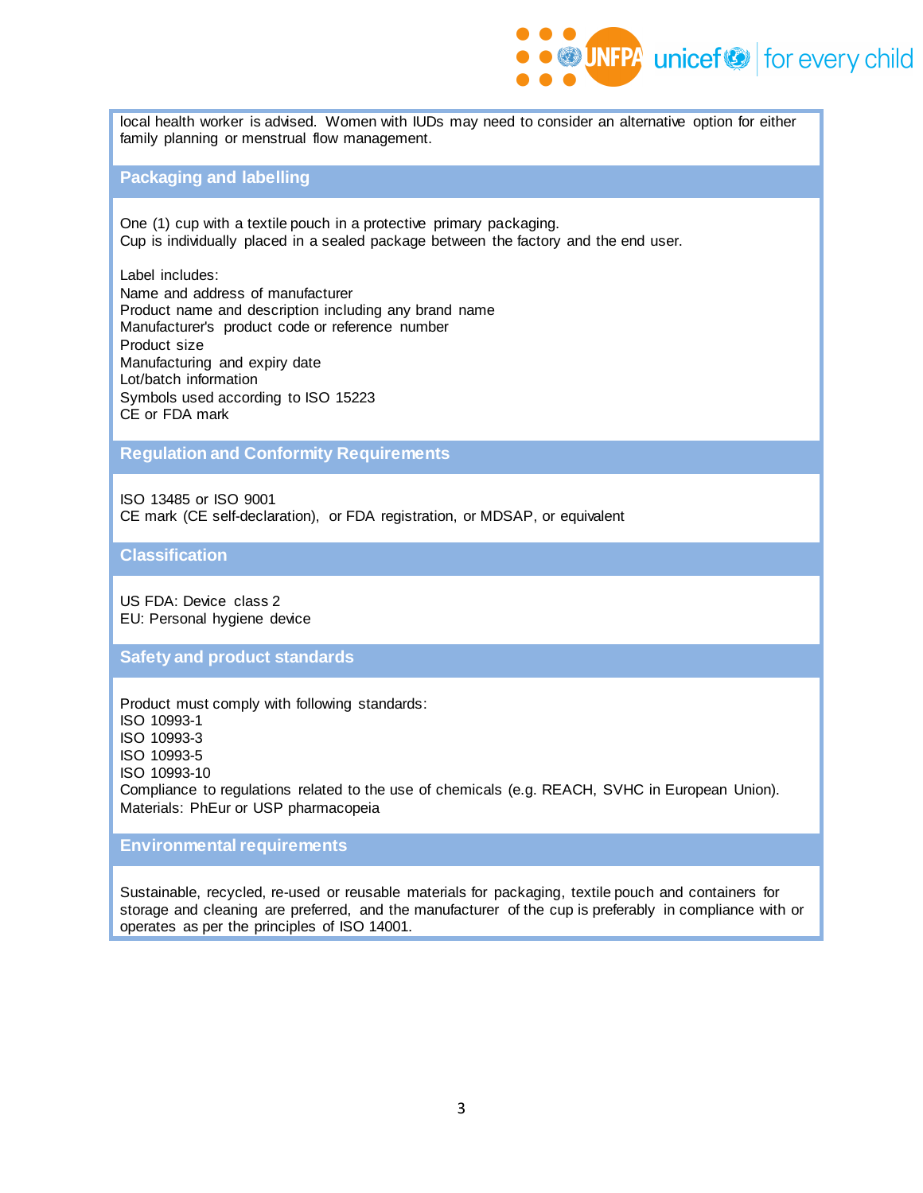local health worker is advised. Women with IUDs may need to consider an alternative option for either family planning or menstrual flow management.

## Packaging and labelling

One (1) cup with a textile pouch in a protective primary packaging.
Cup is individually placed in a sealed package between the factory and the end user.

Label includes:
Name and address of manufacturer
Product name and description including any brand name
Manufacturer's product code or reference number
Product size
Manufacturing and expiry date
Lot/batch information
Symbols used according to ISO 15223
CE or FDA mark

## Regulation and Conformity Requirements

ISO 13485 or ISO 9001
CE mark (CE self-declaration), or FDA registration, or MDSAP, or equivalent

## Classification

US FDA: Device class 2
EU: Personal hygiene device

## Safety and product standards

Product must comply with following standards:
ISO 10993-1
ISO 10993-3
ISO 10993-5
ISO 10993-10
Compliance to regulations related to the use of chemicals (e.g. REACH, SVHC in European Union).
Materials: PhEur or USP pharmacopeia

## Environmental requirements

Sustainable, recycled, re-used or reusable materials for packaging, textile pouch and containers for storage and cleaning are preferred, and the manufacturer of the cup is preferably in compliance with or operates as per the principles of ISO 14001.